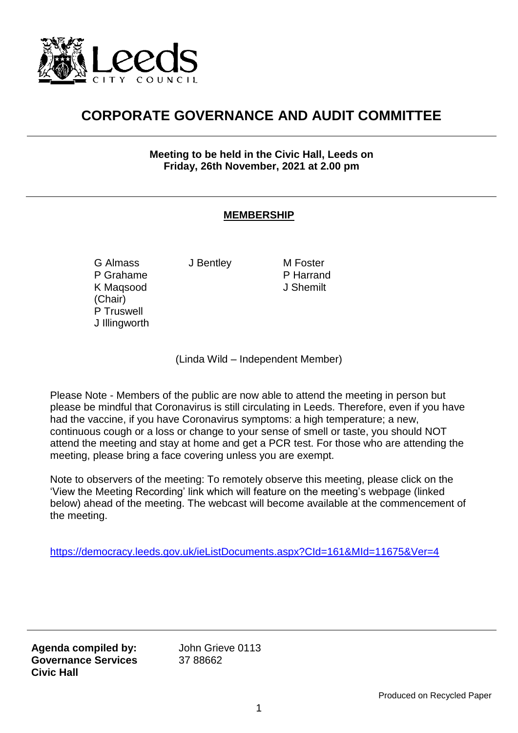# CORPORATE GOVERNANCE AND AUDIT COMMITTEE

**Meeting to be held in the Civic Hall, Leeds on Friday, 26th November, 2021 at 2.00 pm**

## MEMBERSHIP

G Almass
P Grahame
K Maqsood (Chair)
P Truswell
J Illingworth

J Bentley

M Foster
P Harrand
J Shemilt

(Linda Wild – Independent Member)

Please Note - Members of the public are now able to attend the meeting in person but please be mindful that Coronavirus is still circulating in Leeds. Therefore, even if you have had the vaccine, if you have Coronavirus symptoms: a high temperature; a new, continuous cough or a loss or change to your sense of smell or taste, you should NOT attend the meeting and stay at home and get a PCR test. For those who are attending the meeting, please bring a face covering unless you are exempt.

Note to observers of the meeting: To remotely observe this meeting, please click on the 'View the Meeting Recording' link which will feature on the meeting's webpage (linked below) ahead of the meeting. The webcast will become available at the commencement of the meeting.

https://democracy.leeds.gov.uk/ieListDocuments.aspx?CId=161&MId=11675&Ver=4

**Agenda compiled by:**
**Governance Services**
**Civic Hall**

John Grieve 0113 37 88662

Produced on Recycled Paper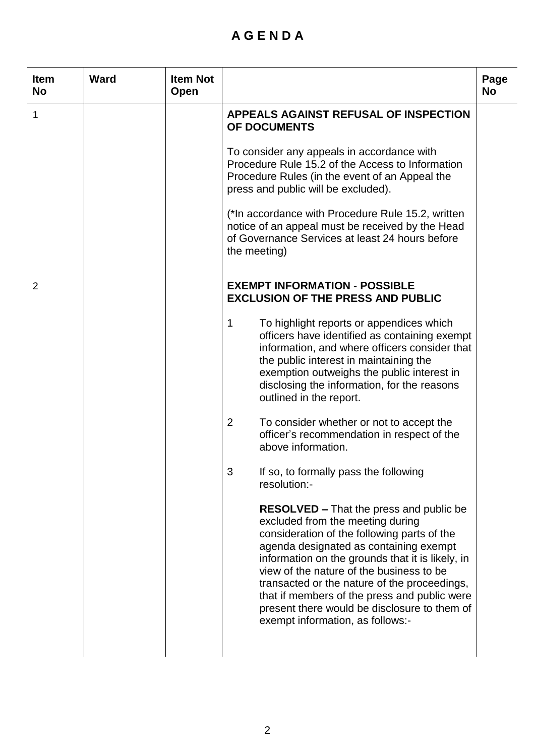# A G E N D A

| Item No | Ward | Item Not Open | | Page No |
|---|---|---|---|---|
| 1 | | | **APPEALS AGAINST REFUSAL OF INSPECTION OF DOCUMENTS**<br><br>To consider any appeals in accordance with Procedure Rule 15.2 of the Access to Information Procedure Rules (in the event of an Appeal the press and public will be excluded).<br><br>(*In accordance with Procedure Rule 15.2, written notice of an appeal must be received by the Head of Governance Services at least 24 hours before the meeting) | |
| 2 | | | **EXEMPT INFORMATION - POSSIBLE EXCLUSION OF THE PRESS AND PUBLIC**<br><br>1 To highlight reports or appendices which officers have identified as containing exempt information, and where officers consider that the public interest in maintaining the exemption outweighs the public interest in disclosing the information, for the reasons outlined in the report.<br><br>2 To consider whether or not to accept the officer's recommendation in respect of the above information.<br><br>3 If so, to formally pass the following resolution:-<br><br>**RESOLVED –** That the press and public be excluded from the meeting during consideration of the following parts of the agenda designated as containing exempt information on the grounds that it is likely, in view of the nature of the business to be transacted or the nature of the proceedings, that if members of the press and public were present there would be disclosure to them of exempt information, as follows:- | |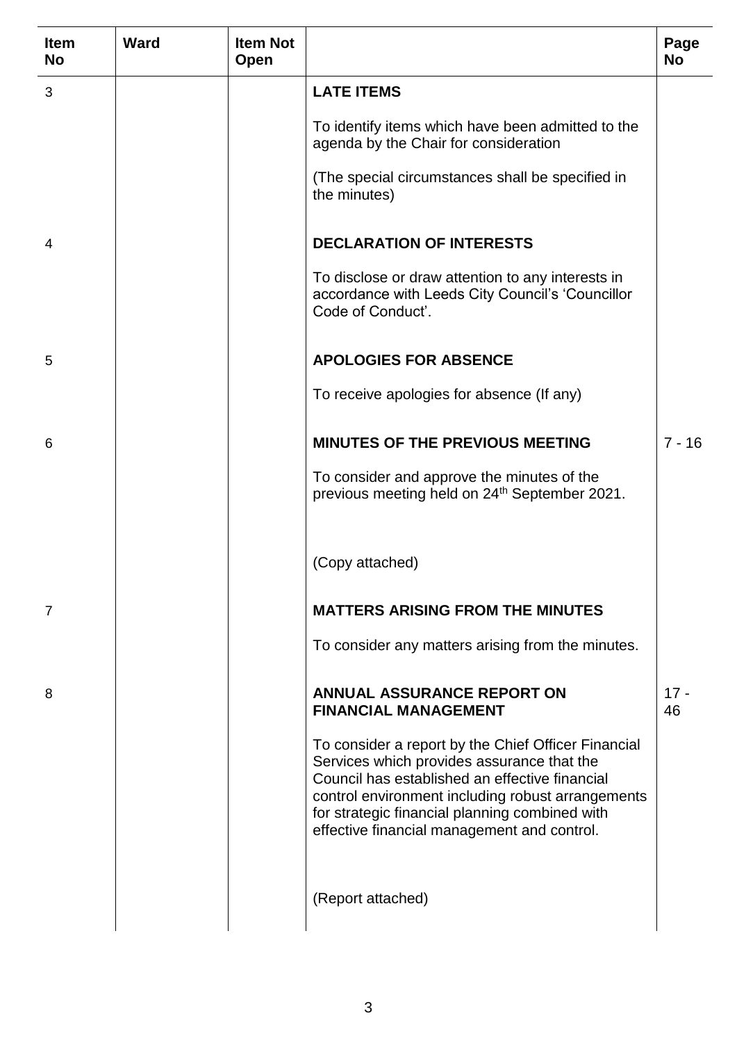| Item No | Ward | Item Not Open | | Page No |
|---|---|---|---|---|
| 3 | | | **LATE ITEMS**<br><br>To identify items which have been admitted to the agenda by the Chair for consideration<br><br>(The special circumstances shall be specified in the minutes) | |
| 4 | | | **DECLARATION OF INTERESTS**<br><br>To disclose or draw attention to any interests in accordance with Leeds City Council's 'Councillor Code of Conduct'. | |
| 5 | | | **APOLOGIES FOR ABSENCE**<br><br>To receive apologies for absence (If any) | |
| 6 | | | **MINUTES OF THE PREVIOUS MEETING**<br><br>To consider and approve the minutes of the previous meeting held on 24th September 2021.<br><br>(Copy attached) | 7 - 16 |
| 7 | | | **MATTERS ARISING FROM THE MINUTES**<br><br>To consider any matters arising from the minutes. | |
| 8 | | | **ANNUAL ASSURANCE REPORT ON FINANCIAL MANAGEMENT**<br><br>To consider a report by the Chief Officer Financial Services which provides assurance that the Council has established an effective financial control environment including robust arrangements for strategic financial planning combined with effective financial management and control.<br><br>(Report attached) | 17 - 46 |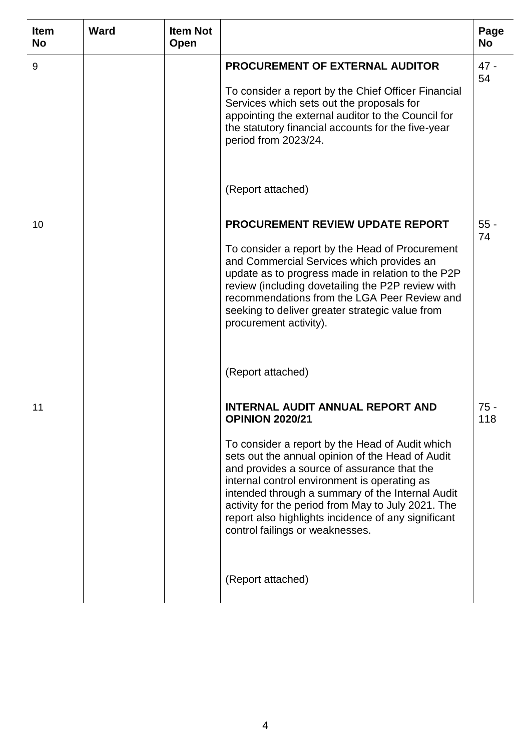| Item No | Ward | Item Not Open | | Page No |
|---|---|---|---|---|
| 9 | | | **PROCUREMENT OF EXTERNAL AUDITOR**<br><br>To consider a report by the Chief Officer Financial Services which sets out the proposals for appointing the external auditor to the Council for the statutory financial accounts for the five-year period from 2023/24.<br><br>(Report attached) | 47 - 54 |
| 10 | | | **PROCUREMENT REVIEW UPDATE REPORT**<br><br>To consider a report by the Head of Procurement and Commercial Services which provides an update as to progress made in relation to the P2P review (including dovetailing the P2P review with recommendations from the LGA Peer Review and seeking to deliver greater strategic value from procurement activity).<br><br>(Report attached) | 55 - 74 |
| 11 | | | **INTERNAL AUDIT ANNUAL REPORT AND OPINION 2020/21**<br><br>To consider a report by the Head of Audit which sets out the annual opinion of the Head of Audit and provides a source of assurance that the internal control environment is operating as intended through a summary of the Internal Audit activity for the period from May to July 2021. The report also highlights incidence of any significant control failings or weaknesses.<br><br>(Report attached) | 75 - 118 |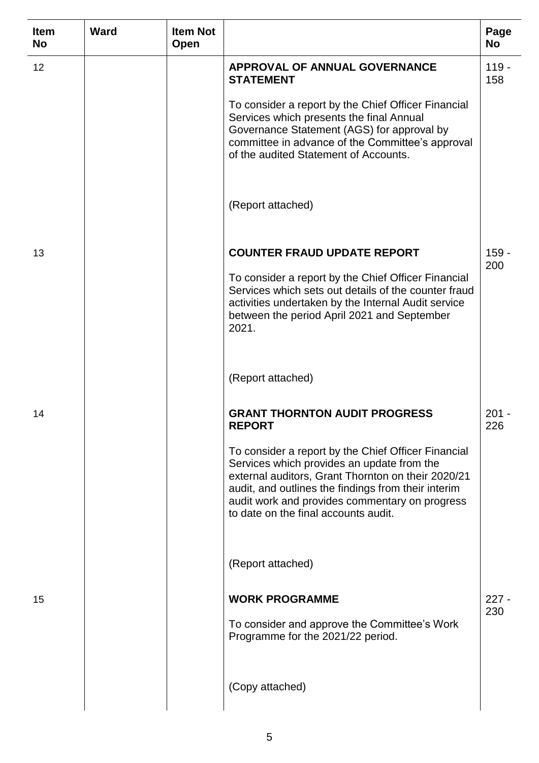| Item No | Ward | Item Not Open | | Page No |
|---|---|---|---|---|
| 12 | | | **APPROVAL OF ANNUAL GOVERNANCE STATEMENT**<br><br>To consider a report by the Chief Officer Financial Services which presents the final Annual Governance Statement (AGS) for approval by committee in advance of the Committee's approval of the audited Statement of Accounts.<br><br>(Report attached) | 119 - 158 |
| 13 | | | **COUNTER FRAUD UPDATE REPORT**<br><br>To consider a report by the Chief Officer Financial Services which sets out details of the counter fraud activities undertaken by the Internal Audit service between the period April 2021 and September 2021.<br><br>(Report attached) | 159 - 200 |
| 14 | | | **GRANT THORNTON AUDIT PROGRESS REPORT**<br><br>To consider a report by the Chief Officer Financial Services which provides an update from the external auditors, Grant Thornton on their 2020/21 audit, and outlines the findings from their interim audit work and provides commentary on progress to date on the final accounts audit.<br><br>(Report attached) | 201 - 226 |
| 15 | | | **WORK PROGRAMME**<br><br>To consider and approve the Committee's Work Programme for the 2021/22 period.<br><br>(Copy attached) | 227 - 230 |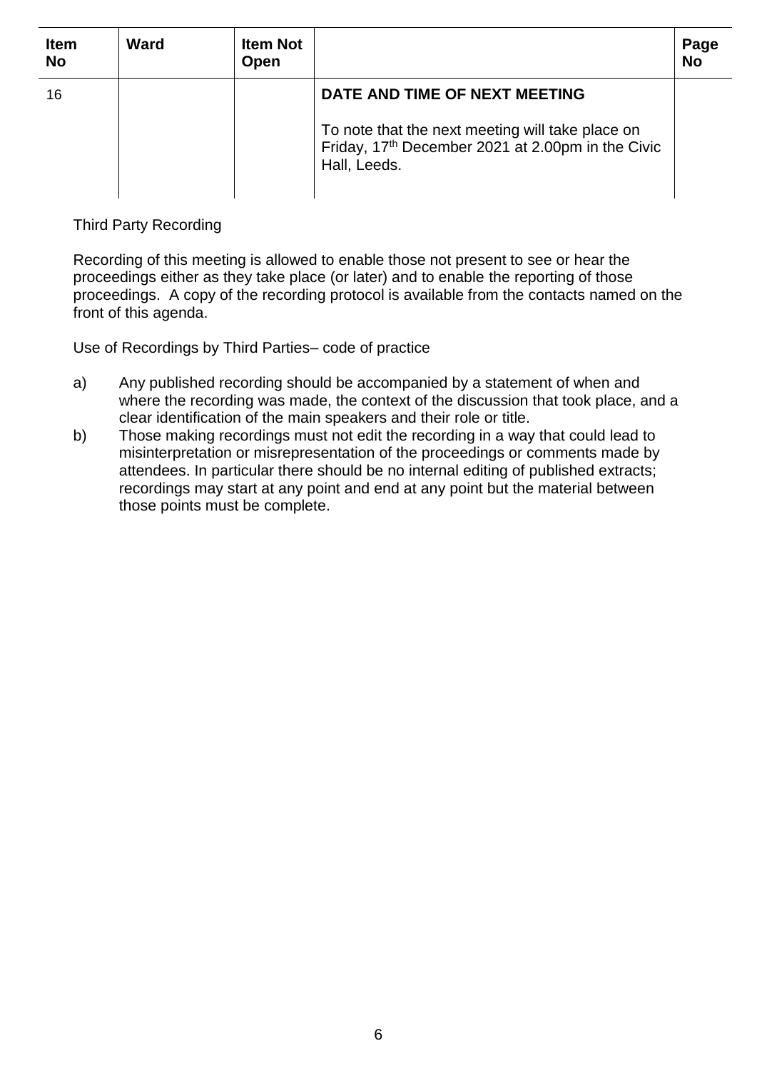| Item No | Ward | Item Not Open | | Page No |
|---|---|---|---|---|
| 16 | | | **DATE AND TIME OF NEXT MEETING**<br><br>To note that the next meeting will take place on Friday, 17th December 2021 at 2.00pm in the Civic Hall, Leeds. | |

Third Party Recording

Recording of this meeting is allowed to enable those not present to see or hear the proceedings either as they take place (or later) and to enable the reporting of those proceedings. A copy of the recording protocol is available from the contacts named on the front of this agenda.

Use of Recordings by Third Parties– code of practice

a) Any published recording should be accompanied by a statement of when and where the recording was made, the context of the discussion that took place, and a clear identification of the main speakers and their role or title.

b) Those making recordings must not edit the recording in a way that could lead to misinterpretation or misrepresentation of the proceedings or comments made by attendees. In particular there should be no internal editing of published extracts; recordings may start at any point and end at any point but the material between those points must be complete.